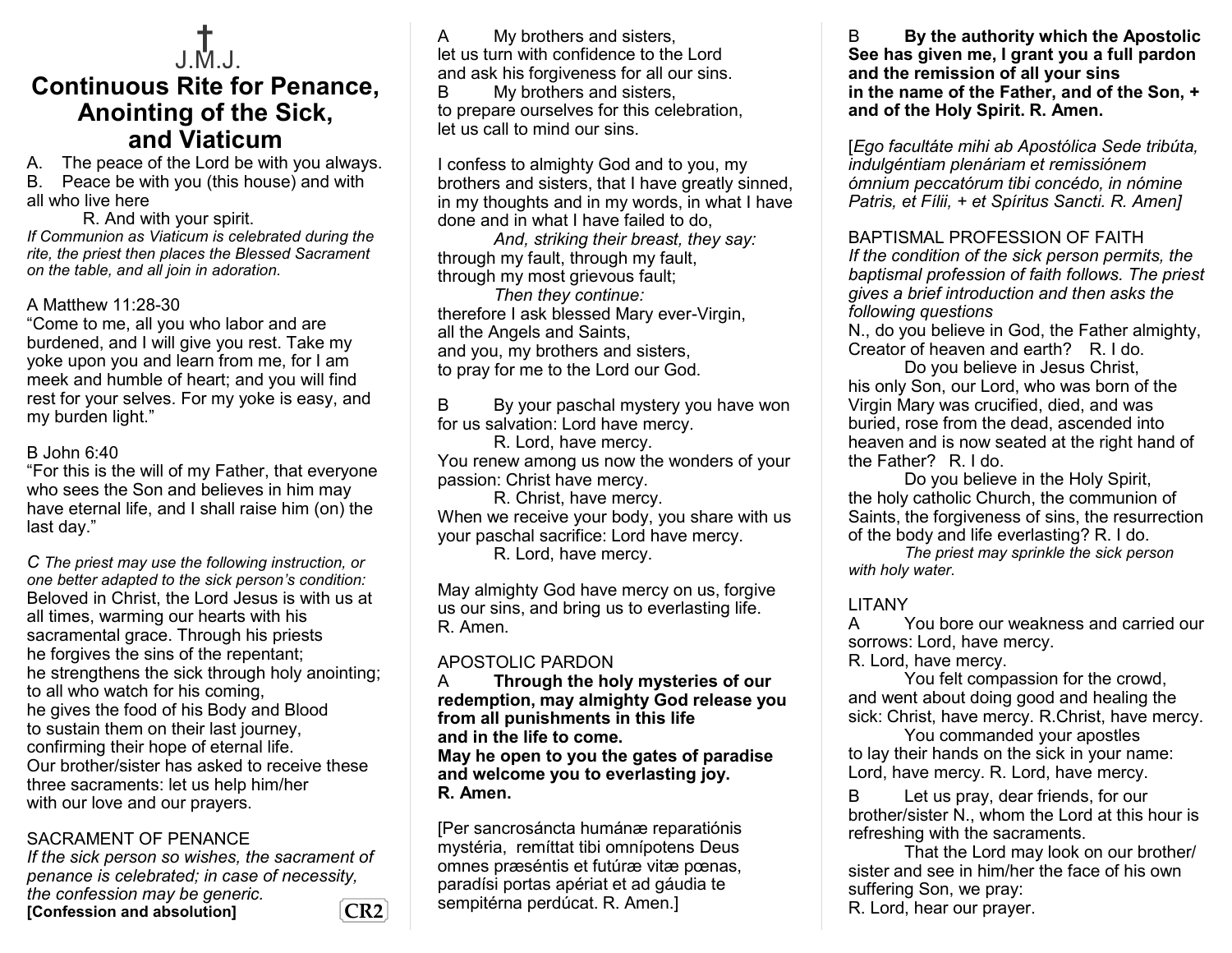†
J.M.J.

# Continuous Rite for Penance, Anointing of the Sick, and Viaticum

A. The peace of the Lord be with you always.
B. Peace be with you (this house) and with all who live here

R. And with your spirit.

*If Communion as Viaticum is celebrated during the rite, the priest then places the Blessed Sacrament on the table, and all join in adoration.*

A Matthew 11:28-30
"Come to me, all you who labor and are burdened, and I will give you rest. Take my yoke upon you and learn from me, for I am meek and humble of heart; and you will find rest for your selves. For my yoke is easy, and my burden light."

B John 6:40
"For this is the will of my Father, that everyone who sees the Son and believes in him may have eternal life, and I shall raise him (on) the last day."

C *The priest may use the following instruction, or one better adapted to the sick person's condition:*
Beloved in Christ, the Lord Jesus is with us at all times, warming our hearts with his sacramental grace. Through his priests
he forgives the sins of the repentant;
he strengthens the sick through holy anointing;
to all who watch for his coming,
he gives the food of his Body and Blood
to sustain them on their last journey,
confirming their hope of eternal life.
Our brother/sister has asked to receive these three sacraments: let us help him/her
with our love and our prayers.

SACRAMENT OF PENANCE
*If the sick person so wishes, the sacrament of penance is celebrated; in case of necessity, the confession may be generic.*
**[Confession and absolution]**

CR2

A My brothers and sisters,
let us turn with confidence to the Lord
and ask his forgiveness for all our sins.
B My brothers and sisters,
to prepare ourselves for this celebration,
let us call to mind our sins.

I confess to almighty God and to you, my brothers and sisters, that I have greatly sinned, in my thoughts and in my words, in what I have done and in what I have failed to do,
*And, striking their breast, they say:*
through my fault, through my fault,
through my most grievous fault;
*Then they continue:*
therefore I ask blessed Mary ever-Virgin,
all the Angels and Saints,
and you, my brothers and sisters,
to pray for me to the Lord our God.

B By your paschal mystery you have won for us salvation: Lord have mercy.
R. Lord, have mercy.
You renew among us now the wonders of your passion: Christ have mercy.
R. Christ, have mercy.
When we receive your body, you share with us your paschal sacrifice: Lord have mercy.
R. Lord, have mercy.

May almighty God have mercy on us, forgive us our sins, and bring us to everlasting life.
R. Amen.

APOSTOLIC PARDON
A **Through the holy mysteries of our redemption, may almighty God release you from all punishments in this life
and in the life to come.
May he open to you the gates of paradise and welcome you to everlasting joy.
R. Amen.**

[Per sancrosáncta humánæ reparatiónis mystéria, remíttat tibi omnípotens Deus omnes præséntis et futúræ vitæ pœnas, paradísi portas apériat et ad gáudia te sempitérna perdúcat. R. Amen.]

B **By the authority which the Apostolic See has given me, I grant you a full pardon and the remission of all your sins
in the name of the Father, and of the Son, + and of the Holy Spirit. R. Amen.**

[*Ego facultáte mihi ab Apostólica Sede tribúta, indulgéntiam plenáriam et remissiónem ómnium peccatórum tibi concédo, in nómine Patris, et Fílii, + et Spíritus Sancti. R. Amen]*

BAPTISMAL PROFESSION OF FAITH
*If the condition of the sick person permits, the baptismal profession of faith follows. The priest gives a brief introduction and then asks the following questions*
N., do you believe in God, the Father almighty, Creator of heaven and earth? R. I do.
Do you believe in Jesus Christ,
his only Son, our Lord, who was born of the Virgin Mary was crucified, died, and was buried, rose from the dead, ascended into heaven and is now seated at the right hand of the Father? R. I do.
Do you believe in the Holy Spirit,
the holy catholic Church, the communion of Saints, the forgiveness of sins, the resurrection of the body and life everlasting? R. I do.
*The priest may sprinkle the sick person with holy water.*

LITANY
A You bore our weakness and carried our sorrows: Lord, have mercy.
R. Lord, have mercy.
You felt compassion for the crowd,
and went about doing good and healing the sick: Christ, have mercy. R.Christ, have mercy.
You commanded your apostles
to lay their hands on the sick in your name:
Lord, have mercy. R. Lord, have mercy.

B Let us pray, dear friends, for our brother/sister N., whom the Lord at this hour is refreshing with the sacraments.
That the Lord may look on our brother/ sister and see in him/her the face of his own suffering Son, we pray:
R. Lord, hear our prayer.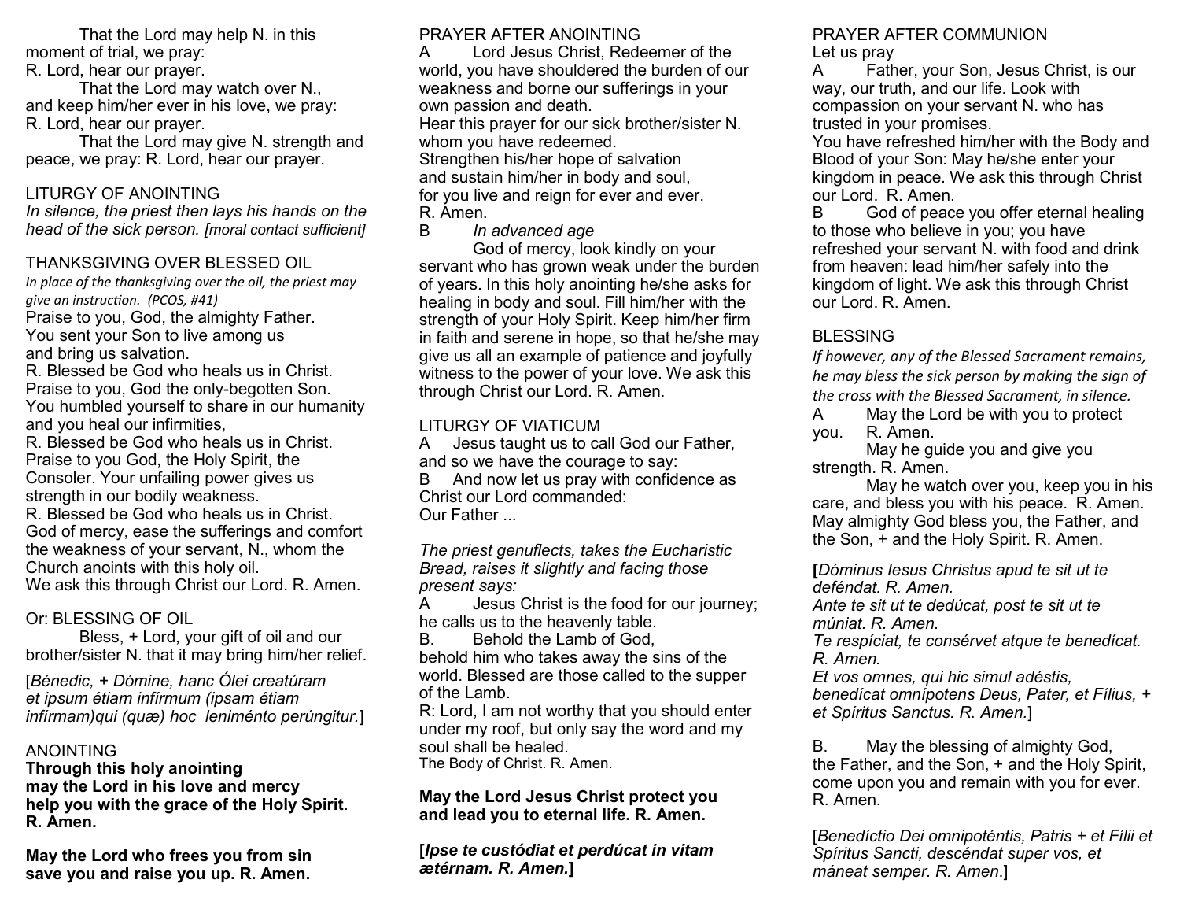That the Lord may help N. in this moment of trial, we pray:
R. Lord, hear our prayer.

That the Lord may watch over N., and keep him/her ever in his love, we pray:
R. Lord, hear our prayer.

That the Lord may give N. strength and peace, we pray: R. Lord, hear our prayer.

## LITURGY OF ANOINTING

*In silence, the priest then lays his hands on the head of the sick person. [moral contact sufficient]*

## THANKSGIVING OVER BLESSED OIL

*In place of the thanksgiving over the oil, the priest may give an instruction. (PCOS, #41)*

Praise to you, God, the almighty Father.
You sent your Son to live among us
and bring us salvation.
R. Blessed be God who heals us in Christ.
Praise to you, God the only-begotten Son.
You humbled yourself to share in our humanity
and you heal our infirmities,
R. Blessed be God who heals us in Christ.
Praise to you God, the Holy Spirit, the Consoler. Your unfailing power gives us strength in our bodily weakness.
R. Blessed be God who heals us in Christ.
God of mercy, ease the sufferings and comfort the weakness of your servant, N., whom the Church anoints with this holy oil.
We ask this through Christ our Lord. R. Amen.

## Or: BLESSING OF OIL

Bless, + Lord, your gift of oil and our brother/sister N. that it may bring him/her relief.

[*Bénedic, + Dómine, hanc Ólei creatúram et ipsum étiam infírmum (ipsam étiam infírmam)qui (quæ) hoc leniménto perúngitur.*]

## ANOINTING

**Through this holy anointing
may the Lord in his love and mercy
help you with the grace of the Holy Spirit.
R. Amen.**

**May the Lord who frees you from sin
save you and raise you up. R. Amen.**

## PRAYER AFTER ANOINTING

A Lord Jesus Christ, Redeemer of the world, you have shouldered the burden of our weakness and borne our sufferings in your own passion and death.
Hear this prayer for our sick brother/sister N. whom you have redeemed.
Strengthen his/her hope of salvation
and sustain him/her in body and soul,
for you live and reign for ever and ever.
R. Amen.

B *In advanced age*

God of mercy, look kindly on your servant who has grown weak under the burden of years. In this holy anointing he/she asks for healing in body and soul. Fill him/her with the strength of your Holy Spirit. Keep him/her firm in faith and serene in hope, so that he/she may give us all an example of patience and joyfully witness to the power of your love. We ask this through Christ our Lord. R. Amen.

## LITURGY OF VIATICUM

A Jesus taught us to call God our Father, and so we have the courage to say:
B And now let us pray with confidence as Christ our Lord commanded:
Our Father ...

*The priest genuflects, takes the Eucharistic Bread, raises it slightly and facing those present says:*

A Jesus Christ is the food for our journey; he calls us to the heavenly table.
B. Behold the Lamb of God, behold him who takes away the sins of the world. Blessed are those called to the supper of the Lamb.
R: Lord, I am not worthy that you should enter under my roof, but only say the word and my soul shall be healed.
The Body of Christ. R. Amen.

**May the Lord Jesus Christ protect you and lead you to eternal life. R. Amen.**

**[*Ipse te custódiat et perdúcat in vitam ætérnam. R. Amen.*]**

## PRAYER AFTER COMMUNION

Let us pray

A Father, your Son, Jesus Christ, is our way, our truth, and our life. Look with compassion on your servant N. who has trusted in your promises.
You have refreshed him/her with the Body and Blood of your Son: May he/she enter your kingdom in peace. We ask this through Christ our Lord. R. Amen.

B God of peace you offer eternal healing to those who believe in you; you have refreshed your servant N. with food and drink from heaven: lead him/her safely into the kingdom of light. We ask this through Christ our Lord. R. Amen.

## BLESSING

*If however, any of the Blessed Sacrament remains, he may bless the sick person by making the sign of the cross with the Blessed Sacrament, in silence.*

A May the Lord be with you to protect you. R. Amen.
May he guide you and give you strength. R. Amen.
May he watch over you, keep you in his care, and bless you with his peace. R. Amen.
May almighty God bless you, the Father, and the Son, + and the Holy Spirit. R. Amen.

[*Dóminus Iesus Christus apud te sit ut te deféndat. R. Amen.
Ante te sit ut te dedúcat, post te sit ut te múniat. R. Amen.
Te respíciat, te consérvet atque te benedícat. R. Amen.
Et vos omnes, qui hic simul adéstis, benedícat omnípotens Deus, Pater, et Fílius, + et Spíritus Sanctus. R. Amen.*]

B. May the blessing of almighty God, the Father, and the Son, + and the Holy Spirit, come upon you and remain with you for ever. R. Amen.

[*Benedíctio Dei omnipoténtis, Patris + et Fílii et Spíritus Sancti, descéndat super vos, et máneat semper. R. Amen.*]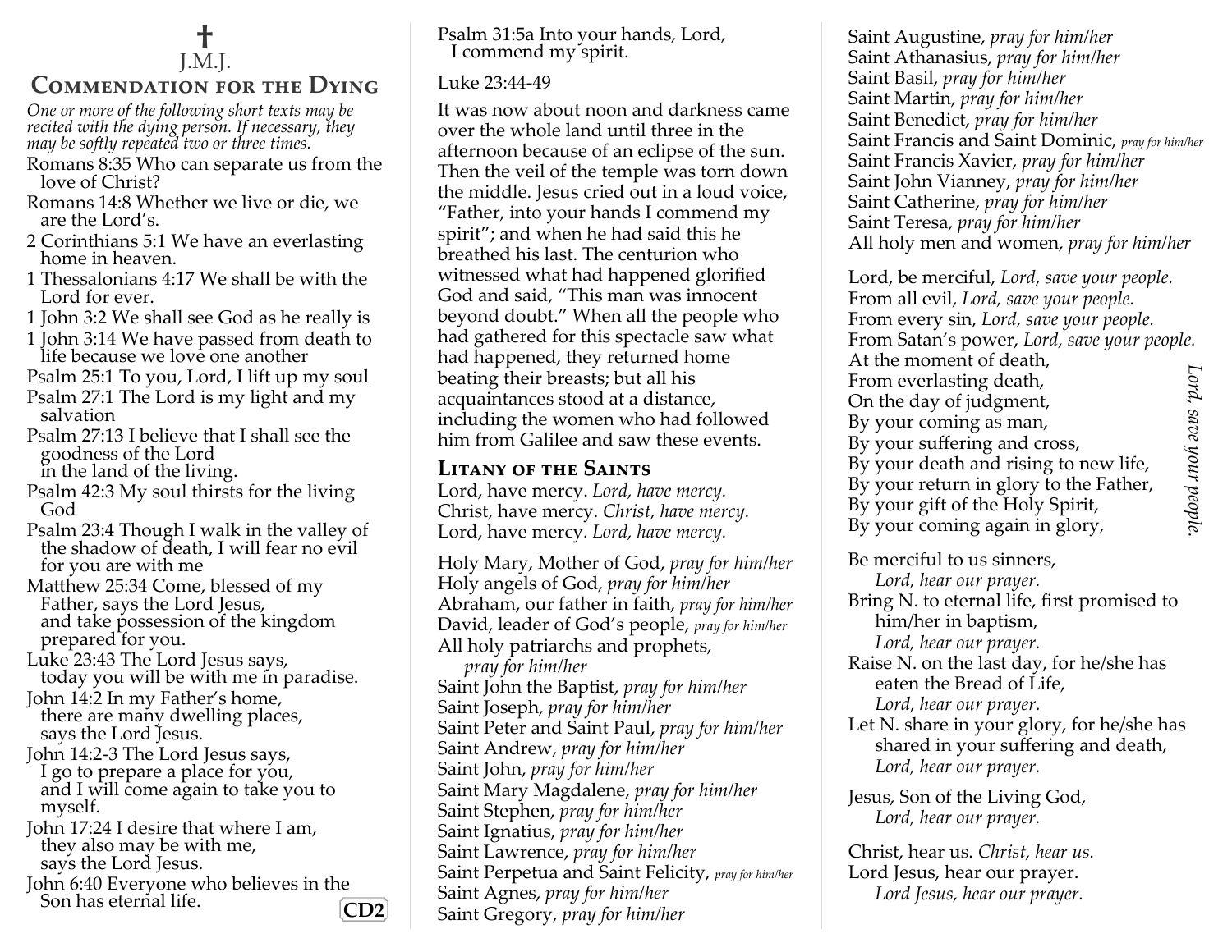✝
J.M.J.

# Commendation for the Dying

*One or more of the following short texts may be recited with the dying person. If necessary, they may be softly repeated two or three times.*

Romans 8:35 Who can separate us from the love of Christ?

Romans 14:8 Whether we live or die, we are the Lord's.

2 Corinthians 5:1 We have an everlasting home in heaven.

1 Thessalonians 4:17 We shall be with the Lord for ever.

1 John 3:2 We shall see God as he really is

1 John 3:14 We have passed from death to life because we love one another

Psalm 25:1 To you, Lord, I lift up my soul

Psalm 27:1 The Lord is my light and my salvation

Psalm 27:13 I believe that I shall see the goodness of the Lord
in the land of the living.

Psalm 42:3 My soul thirsts for the living God

Psalm 23:4 Though I walk in the valley of the shadow of death, I will fear no evil for you are with me

Matthew 25:34 Come, blessed of my Father, says the Lord Jesus,
and take possession of the kingdom prepared for you.

Luke 23:43 The Lord Jesus says,
today you will be with me in paradise.

John 14:2 In my Father's home,
there are many dwelling places,
says the Lord Jesus.

John 14:2-3 The Lord Jesus says,
I go to prepare a place for you,
and I will come again to take you to myself.

John 17:24 I desire that where I am,
they also may be with me,
says the Lord Jesus.

John 6:40 Everyone who believes in the Son has eternal life.

**CD2**

Psalm 31:5a Into your hands, Lord,
I commend my spirit.

Luke 23:44-49

It was now about noon and darkness came over the whole land until three in the afternoon because of an eclipse of the sun. Then the veil of the temple was torn down the middle. Jesus cried out in a loud voice, "Father, into your hands I commend my spirit"; and when he had said this he breathed his last. The centurion who witnessed what had happened glorified God and said, "This man was innocent beyond doubt." When all the people who had gathered for this spectacle saw what had happened, they returned home beating their breasts; but all his acquaintances stood at a distance, including the women who had followed him from Galilee and saw these events.

## Litany of the Saints

Lord, have mercy. *Lord, have mercy.*
Christ, have mercy. *Christ, have mercy.*
Lord, have mercy. *Lord, have mercy.*

Holy Mary, Mother of God, *pray for him/her*
Holy angels of God, *pray for him/her*
Abraham, our father in faith, *pray for him/her*
David, leader of God's people, *pray for him/her*
All holy patriarchs and prophets,
*pray for him/her*
Saint John the Baptist, *pray for him/her*
Saint Joseph, *pray for him/her*
Saint Peter and Saint Paul, *pray for him/her*
Saint Andrew, *pray for him/her*
Saint John, *pray for him/her*
Saint Mary Magdalene, *pray for him/her*
Saint Stephen, *pray for him/her*
Saint Ignatius, *pray for him/her*
Saint Lawrence, *pray for him/her*
Saint Perpetua and Saint Felicity, *pray for him/her*
Saint Agnes, *pray for him/her*
Saint Gregory, *pray for him/her*
Saint Augustine, *pray for him/her*
Saint Athanasius, *pray for him/her*
Saint Basil, *pray for him/her*
Saint Martin, *pray for him/her*
Saint Benedict, *pray for him/her*
Saint Francis and Saint Dominic, *pray for him/her*
Saint Francis Xavier, *pray for him/her*
Saint John Vianney, *pray for him/her*
Saint Catherine, *pray for him/her*
Saint Teresa, *pray for him/her*
All holy men and women, *pray for him/her*

Lord, be merciful, *Lord, save your people.*
From all evil, *Lord, save your people.*
From every sin, *Lord, save your people.*
From Satan's power, *Lord, save your people.*
At the moment of death,
From everlasting death,
On the day of judgment,
By your coming as man,
By your suffering and cross,
By your death and rising to new life,
By your return in glory to the Father,
By your gift of the Holy Spirit,
By your coming again in glory,
*Lord, save your people.*

Be merciful to us sinners,
*Lord, hear our prayer.*
Bring N. to eternal life, first promised to him/her in baptism,
*Lord, hear our prayer.*
Raise N. on the last day, for he/she has eaten the Bread of Life,
*Lord, hear our prayer.*
Let N. share in your glory, for he/she has shared in your suffering and death,
*Lord, hear our prayer.*

Jesus, Son of the Living God,
*Lord, hear our prayer.*

Christ, hear us. *Christ, hear us.*
Lord Jesus, hear our prayer.
*Lord Jesus, hear our prayer.*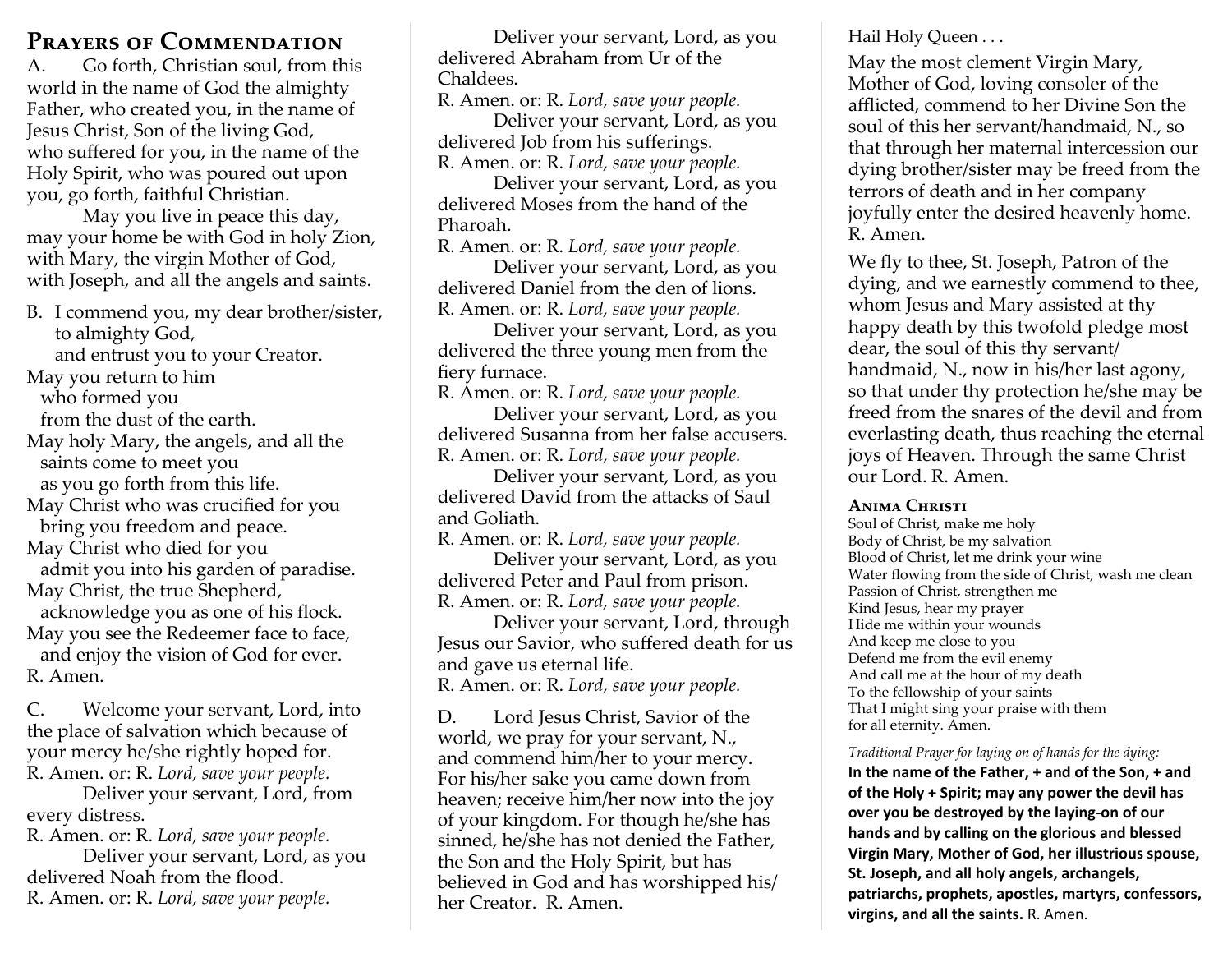## Prayers of Commendation

A. Go forth, Christian soul, from this world in the name of God the almighty Father, who created you, in the name of Jesus Christ, Son of the living God, who suffered for you, in the name of the Holy Spirit, who was poured out upon you, go forth, faithful Christian.

May you live in peace this day, may your home be with God in holy Zion, with Mary, the virgin Mother of God, with Joseph, and all the angels and saints.

B. I commend you, my dear brother/sister, to almighty God,
and entrust you to your Creator.
May you return to him
who formed you
from the dust of the earth.
May holy Mary, the angels, and all the saints come to meet you
as you go forth from this life.
May Christ who was crucified for you
bring you freedom and peace.
May Christ who died for you
admit you into his garden of paradise.
May Christ, the true Shepherd,
acknowledge you as one of his flock.
May you see the Redeemer face to face,
and enjoy the vision of God for ever.
R. Amen.

C. Welcome your servant, Lord, into the place of salvation which because of your mercy he/she rightly hoped for.
R. Amen. or: R. *Lord, save your people.*

Deliver your servant, Lord, from every distress.
R. Amen. or: R. *Lord, save your people.*

Deliver your servant, Lord, as you delivered Noah from the flood.
R. Amen. or: R. *Lord, save your people.*

Deliver your servant, Lord, as you delivered Abraham from Ur of the Chaldees.
R. Amen. or: R. *Lord, save your people.*

Deliver your servant, Lord, as you delivered Job from his sufferings.
R. Amen. or: R. *Lord, save your people.*

Deliver your servant, Lord, as you delivered Moses from the hand of the Pharoah.
R. Amen. or: R. *Lord, save your people.*

Deliver your servant, Lord, as you delivered Daniel from the den of lions.
R. Amen. or: R. *Lord, save your people.*

Deliver your servant, Lord, as you delivered the three young men from the fiery furnace.
R. Amen. or: R. *Lord, save your people.*

Deliver your servant, Lord, as you delivered Susanna from her false accusers.
R. Amen. or: R. *Lord, save your people.*

Deliver your servant, Lord, as you delivered David from the attacks of Saul and Goliath.
R. Amen. or: R. *Lord, save your people.*

Deliver your servant, Lord, as you delivered Peter and Paul from prison.
R. Amen. or: R. *Lord, save your people.*

Deliver your servant, Lord, through Jesus our Savior, who suffered death for us and gave us eternal life.
R. Amen. or: R. *Lord, save your people.*

D. Lord Jesus Christ, Savior of the world, we pray for your servant, N., and commend him/her to your mercy. For his/her sake you came down from heaven; receive him/her now into the joy of your kingdom. For though he/she has sinned, he/she has not denied the Father, the Son and the Holy Spirit, but has believed in God and has worshipped his/her Creator. R. Amen.

Hail Holy Queen . . .

May the most clement Virgin Mary, Mother of God, loving consoler of the afflicted, commend to her Divine Son the soul of this her servant/handmaid, N., so that through her maternal intercession our dying brother/sister may be freed from the terrors of death and in her company joyfully enter the desired heavenly home. R. Amen.

We fly to thee, St. Joseph, Patron of the dying, and we earnestly commend to thee, whom Jesus and Mary assisted at thy happy death by this twofold pledge most dear, the soul of this thy servant/handmaid, N., now in his/her last agony, so that under thy protection he/she may be freed from the snares of the devil and from everlasting death, thus reaching the eternal joys of Heaven. Through the same Christ our Lord. R. Amen.

### Anima Christi

Soul of Christ, make me holy
Body of Christ, be my salvation
Blood of Christ, let me drink your wine
Water flowing from the side of Christ, wash me clean
Passion of Christ, strengthen me
Kind Jesus, hear my prayer
Hide me within your wounds
And keep me close to you
Defend me from the evil enemy
And call me at the hour of my death
To the fellowship of your saints
That I might sing your praise with them
for all eternity. Amen.

*Traditional Prayer for laying on of hands for the dying:*

**In the name of the Father, + and of the Son, + and of the Holy + Spirit; may any power the devil has over you be destroyed by the laying-on of our hands and by calling on the glorious and blessed Virgin Mary, Mother of God, her illustrious spouse, St. Joseph, and all holy angels, archangels, patriarchs, prophets, apostles, martyrs, confessors, virgins, and all the saints.** R. Amen.